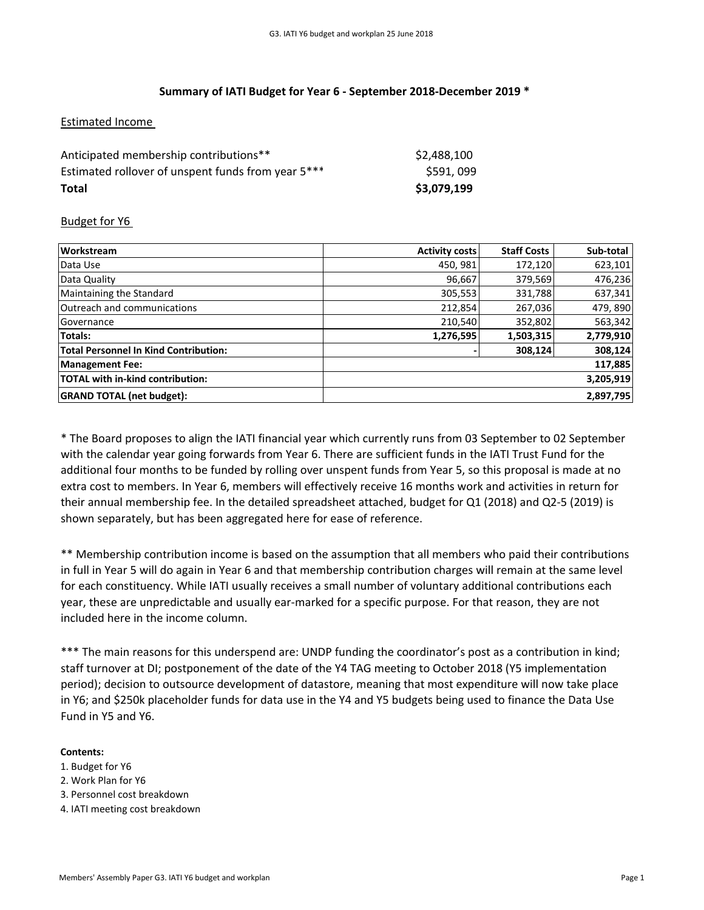## Summary of IATI Budget for Year 6 - September 2018-December 2019 *

Estimated Income

| | |
|---|---|
| Anticipated membership contributions** | $2,488,100 |
| Estimated rollover of unspent funds from year 5*** | $591, 099 |
| **Total** | **$3,079,199** |

Budget for Y6

| Workstream | Activity costs | Staff Costs | Sub-total |
|---|---|---|---|
| Data Use | 450, 981 | 172,120 | 623,101 |
| Data Quality | 96,667 | 379,569 | 476,236 |
| Maintaining the Standard | 305,553 | 331,788 | 637,341 |
| Outreach and communications | 212,854 | 267,036 | 479, 890 |
| Governance | 210,540 | 352,802 | 563,342 |
| **Totals:** | **1,276,595** | **1,503,315** | **2,779,910** |
| **Total Personnel In Kind Contribution:** | **-** | **308,124** | **308,124** |
| **Management Fee:** | | | **117,885** |
| **TOTAL with in-kind contribution:** | | | **3,205,919** |
| **GRAND TOTAL (net budget):** | | | **2,897,795** |

* The Board proposes to align the IATI financial year which currently runs from 03 September to 02 September with the calendar year going forwards from Year 6. There are sufficient funds in the IATI Trust Fund for the additional four months to be funded by rolling over unspent funds from Year 5, so this proposal is made at no extra cost to members. In Year 6, members will effectively receive 16 months work and activities in return for their annual membership fee. In the detailed spreadsheet attached, budget for Q1 (2018) and Q2-5 (2019) is shown separately, but has been aggregated here for ease of reference.

** Membership contribution income is based on the assumption that all members who paid their contributions in full in Year 5 will do again in Year 6 and that membership contribution charges will remain at the same level for each constituency. While IATI usually receives a small number of voluntary additional contributions each year, these are unpredictable and usually ear-marked for a specific purpose. For that reason, they are not included here in the income column.

*** The main reasons for this underspend are: UNDP funding the coordinator's post as a contribution in kind; staff turnover at DI; postponement of the date of the Y4 TAG meeting to October 2018 (Y5 implementation period); decision to outsource development of datastore, meaning that most expenditure will now take place in Y6; and $250k placeholder funds for data use in the Y4 and Y5 budgets being used to finance the Data Use Fund in Y5 and Y6.

**Contents:**

1. Budget for Y6
2. Work Plan for Y6
3. Personnel cost breakdown
4. IATI meeting cost breakdown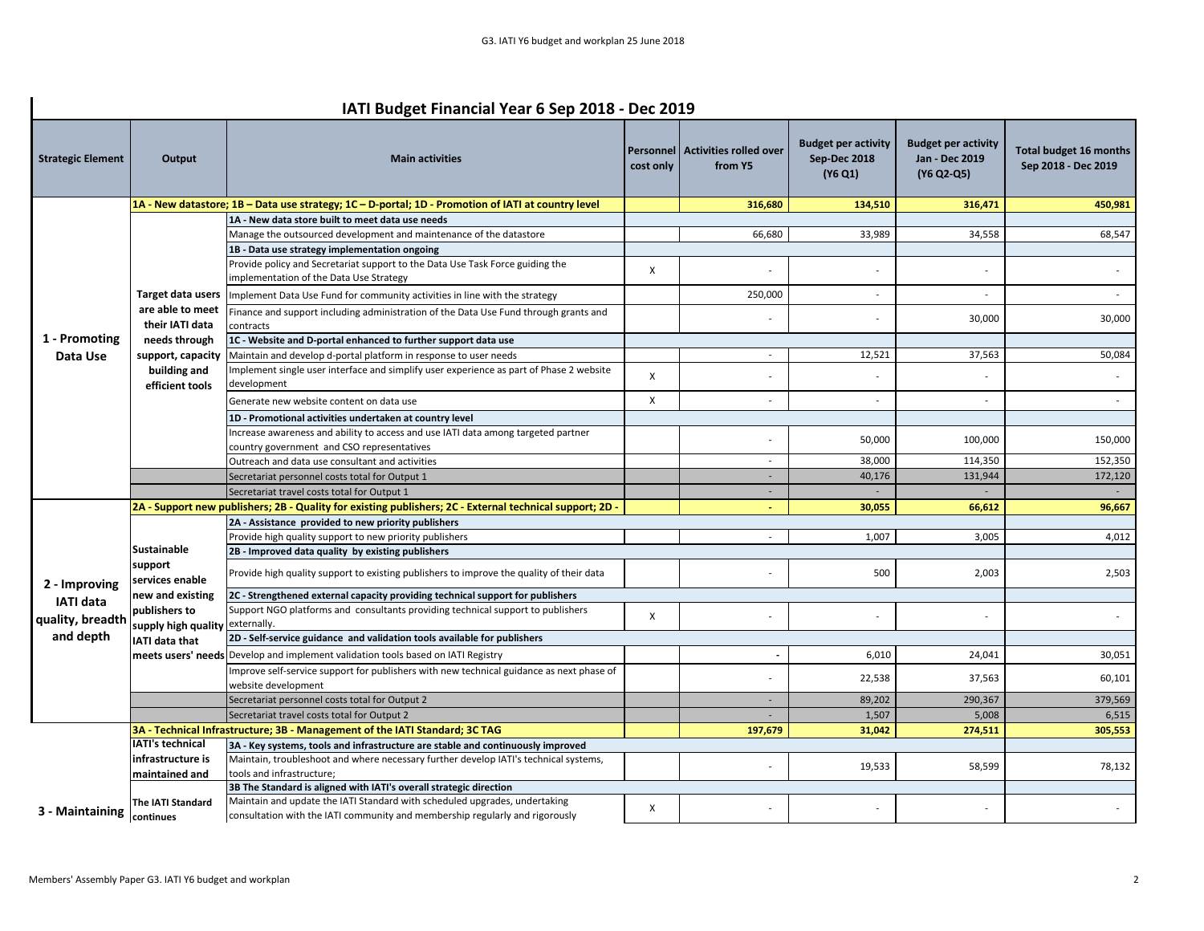## IATI Budget Financial Year 6 Sep 2018 - Dec 2019

| Strategic Element | Output | Main activities | Personnel cost only | Activities rolled over from Y5 | Budget per activity Sep-Dec 2018 (Y6 Q1) | Budget per activity Jan - Dec 2019 (Y6 Q2-Q5) | Total budget 16 months Sep 2018 - Dec 2019 |
|---|---|---|---|---|---|---|---|
| 1 - Promoting Data Use | | **1A - New datastore; 1B – Data use strategy; 1C – D-portal; 1D - Promotion of IATI at country level** | | **316,680** | **134,510** | **316,471** | **450,981** |
| | Target data users are able to meet their IATI data needs through support, capacity building and efficient tools | **1A - New data store built to meet data use needs** | | | | | |
| | | Manage the outsourced development and maintenance of the datastore | | 66,680 | 33,989 | 34,558 | 68,547 |
| | | **1B - Data use strategy implementation ongoing** | | | | | |
| | | Provide policy and Secretariat support to the Data Use Task Force guiding the implementation of the Data Use Strategy | X | - | - | - | - |
| | | Implement Data Use Fund for community activities in line with the strategy | | 250,000 | - | - | - |
| | | Finance and support including administration of the Data Use Fund through grants and contracts | | - | - | 30,000 | 30,000 |
| | | **1C - Website and D-portal enhanced to further support data use** | | | | | |
| | | Maintain and develop d-portal platform in response to user needs | | - | 12,521 | 37,563 | 50,084 |
| | | Implement single user interface and simplify user experience as part of Phase 2 website development | X | - | - | - | - |
| | | Generate new website content on data use | X | - | - | - | - |
| | | **1D - Promotional activities undertaken at country level** | | | | | |
| | | Increase awareness and ability to access and use IATI data among targeted partner country government and CSO representatives | | - | 50,000 | 100,000 | 150,000 |
| | | Outreach and data use consultant and activities | | - | 38,000 | 114,350 | 152,350 |
| | | Secretariat personnel costs total for Output 1 | | - | 40,176 | 131,944 | 172,120 |
| | | Secretariat travel costs total for Output 1 | | - | - | - | - |
| 2 - Improving IATI data quality, breadth and depth | | **2A - Support new publishers; 2B - Quality for existing publishers; 2C - External technical support; 2D -** | | **-** | **30,055** | **66,612** | **96,667** |
| | Sustainable support services enable new and existing publishers to supply high quality IATI data that meets users' needs | **2A - Assistance provided to new priority publishers** | | | | | |
| | | Provide high quality support to new priority publishers | | - | 1,007 | 3,005 | 4,012 |
| | | **2B - Improved data quality by existing publishers** | | | | | |
| | | Provide high quality support to existing publishers to improve the quality of their data | | - | 500 | 2,003 | 2,503 |
| | | **2C - Strengthened external capacity providing technical support for publishers** | | | | | |
| | | Support NGO platforms and consultants providing technical support to publishers externally. | X | - | - | - | - |
| | | **2D - Self-service guidance and validation tools available for publishers** | | | | | |
| | | Develop and implement validation tools based on IATI Registry | | - | 6,010 | 24,041 | 30,051 |
| | | Improve self-service support for publishers with new technical guidance as next phase of website development | | - | 22,538 | 37,563 | 60,101 |
| | | Secretariat personnel costs total for Output 2 | | - | 89,202 | 290,367 | 379,569 |
| | | Secretariat travel costs total for Output 2 | | - | 1,507 | 5,008 | 6,515 |
| 3 - Maintaining | | **3A - Technical Infrastructure; 3B - Management of the IATI Standard; 3C TAG** | | **197,679** | **31,042** | **274,511** | **305,553** |
| | IATI's technical infrastructure is maintained and | **3A - Key systems, tools and infrastructure are stable and continuously improved** | | | | | |
| | | Maintain, troubleshoot and where necessary further develop IATI's technical systems, tools and infrastructure; | | - | 19,533 | 58,599 | 78,132 |
| | The IATI Standard continues | **3B The Standard is aligned with IATI's overall strategic direction** | | | | | |
| | | Maintain and update the IATI Standard with scheduled upgrades, undertaking consultation with the IATI community and membership regularly and rigorously | X | - | - | - | - |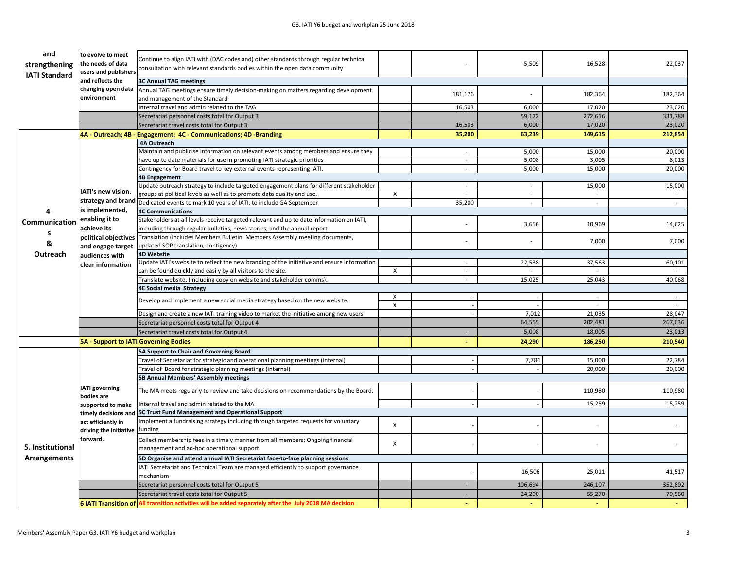| Output | Outcome | Activity | | | | | |
|---|---|---|---|---|---|---|---|
| and strengthening IATI Standard | to evolve to meet the needs of data users and publishers and reflects the changing open data environment | Continue to align IATI with (DAC codes and) other standards through regular technical consultation with relevant standards bodies within the open data community | | - | 5,509 | 16,528 | 22,037 |
| | | **3C Annual TAG meetings** | | | | | |
| | | Annual TAG meetings ensure timely decision-making on matters regarding development and management of the Standard | | 181,176 | - | 182,364 | 182,364 |
| | | Internal travel and admin related to the TAG | | 16,503 | 6,000 | 17,020 | 23,020 |
| | | Secretariat personnel costs total for Output 3 | | | 59,172 | 272,616 | 331,788 |
| | | Secretariat travel costs total for Output 3 | | 16,503 | 6,000 | 17,020 | 23,020 |
| | **4A - Outreach; 4B - Engagement; 4C - Communications; 4D -Branding** | | | **35,200** | **63,239** | **149,615** | **212,854** |
| 4 - Communications & Outreach | IATI's new vision, strategy and brand is implemented, enabling it to achieve its political objectives and engage target audiences with clear information | **4A Outreach** | | | | | |
| | | Maintain and publicise information on relevant events among members and ensure they | | - | 5,000 | 15,000 | 20,000 |
| | | have up to date materials for use in promoting IATI strategic priorities | | - | 5,008 | 3,005 | 8,013 |
| | | Contingency for Board travel to key external events representing IATI. | | - | 5,000 | 15,000 | 20,000 |
| | | **4B Engagement** | | | | | |
| | | Update outreach strategy to include targeted engagement plans for different stakeholder | | - | - | 15,000 | 15,000 |
| | | groups at political levels as well as to promote data quality and use. | X | - | - | - | - |
| | | Dedicated events to mark 10 years of IATI, to include GA September | | 35,200 | - | - | - |
| | | **4C Communications** | | | | | |
| | | Stakeholders at all levels receive targeted relevant and up to date information on IATI, including through regular bulletins, news stories, and the annual report | | - | 3,656 | 10,969 | 14,625 |
| | | Translation (includes Members Bulletin, Members Assembly meeting documents, updated SOP translation, contigency) | | - | - | 7,000 | 7,000 |
| | | **4D Website** | | | | | |
| | | Update IATI's website to reflect the new branding of the initiative and ensure information | | - | 22,538 | 37,563 | 60,101 |
| | | can be found quickly and easily by all visitors to the site. | X | - | - | - | - |
| | | Translate website, (including copy on website and stakeholder comms). | | - | 15,025 | 25,043 | 40,068 |
| | | **4E Social media Strategy** | | | | | |
| | | Develop and implement a new social media strategy based on the new website. | X | - | - | - | - |
| | | | X | - | - | - | - |
| | | Design and create a new IATI training video to market the initiative among new users | | - | 7,012 | 21,035 | 28,047 |
| | | Secretariat personnel costs total for Output 4 | | | 64,555 | 202,481 | 267,036 |
| | | Secretariat travel costs total for Output 4 | | - | 5,008 | 18,005 | 23,013 |
| | **5A - Support to IATI Governing Bodies** | | | **-** | **24,290** | **186,250** | **210,540** |
| 5. Institutional Arrangements | IATI governing bodies are supported to make timely decisions and act efficiently in driving the initiative forward. | **5A Support to Chair and Governing Board** | | | | | |
| | | Travel of Secretariat for strategic and operational planning meetings (internal) | | - | 7,784 | 15,000 | 22,784 |
| | | Travel of Board for strategic planning meetings (internal) | | - | - | 20,000 | 20,000 |
| | | **5B Annual Members' Assembly meetings** | | | | | |
| | | The MA meets regularly to review and take decisions on recommendations by the Board. | | - | - | 110,980 | 110,980 |
| | | Internal travel and admin related to the MA | | - | - | 15,259 | 15,259 |
| | | **5C Trust Fund Management and Operational Support** | | | | | |
| | | Implement a fundraising strategy including through targeted requests for voluntary funding | X | - | - | - | - |
| | | Collect membership fees in a timely manner from all members; Ongoing financial management and ad-hoc operational support. | X | - | - | - | - |
| | | **5D Organise and attend annual IATI Secretariat face-to-face planning sessions** | | | | | |
| | | IATI Secretariat and Technical Team are managed efficiently to support governance mechanism | | - | 16,506 | 25,011 | 41,517 |
| | | Secretariat personnel costs total for Output 5 | | - | 106,694 | 246,107 | 352,802 |
| | | Secretariat travel costs total for Output 5 | | - | 24,290 | 55,270 | 79,560 |
| | **6 IATI Transition of** | **All transition activities will be added separately after the July 2018 MA decision** | | **-** | **-** | **-** | **-** |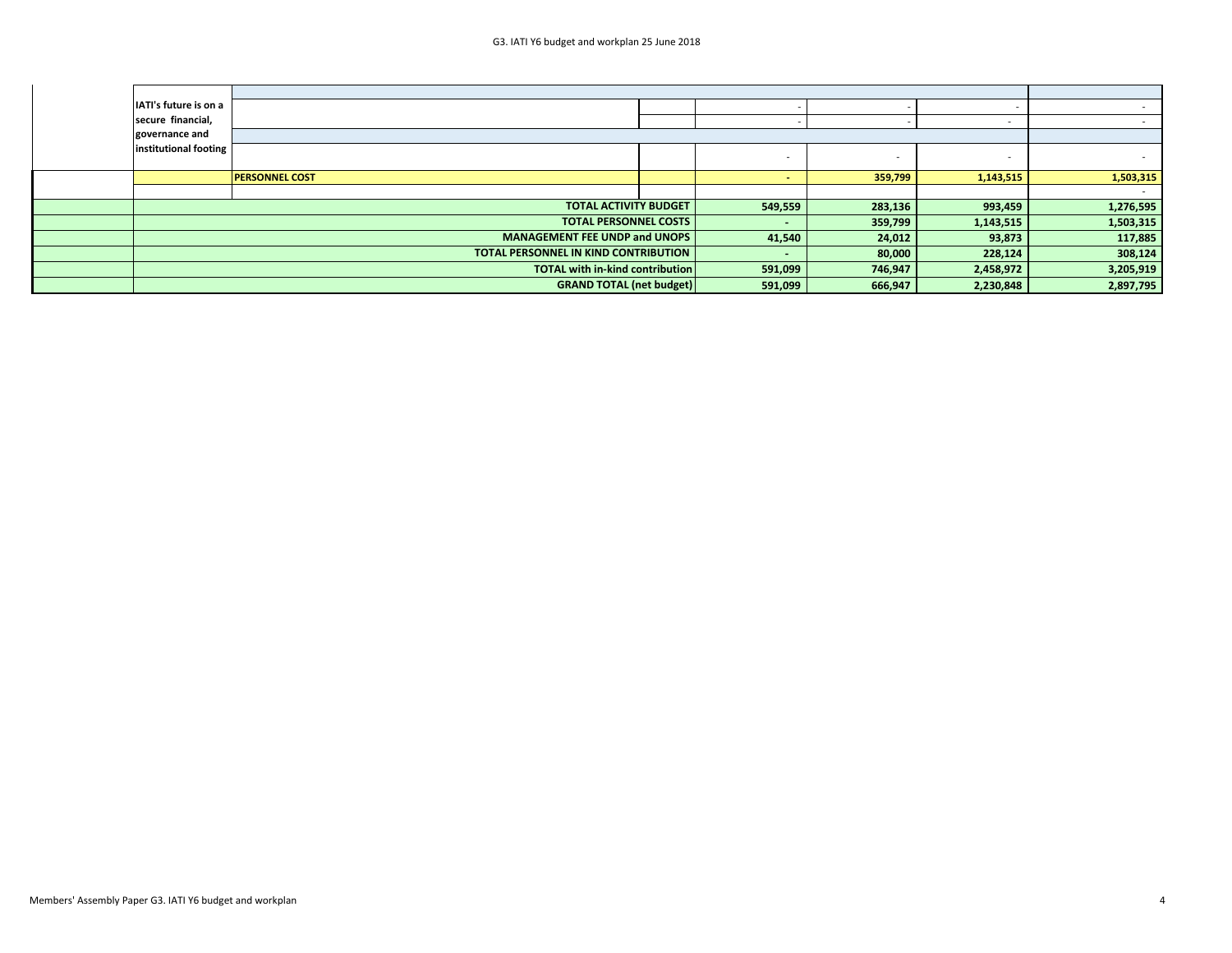| | | | | | | | |
|---|---|---|---|---|---|---|---|
| | IATI's future is on a secure financial, governance and institutional footing | | | | | | |
| | | | | - | - | - | - |
| | | | | - | - | - | - |
| | | | | | | | |
| | | | | - | - | - | - |
| | | PERSONNEL COST | | - | 359,799 | 1,143,515 | 1,503,315 |
| | | | | | | | - |
| | TOTAL ACTIVITY BUDGET | | | 549,559 | 283,136 | 993,459 | 1,276,595 |
| | TOTAL PERSONNEL COSTS | | | - | 359,799 | 1,143,515 | 1,503,315 |
| | MANAGEMENT FEE UNDP and UNOPS | | | 41,540 | 24,012 | 93,873 | 117,885 |
| | TOTAL PERSONNEL IN KIND CONTRIBUTION | | | - | 80,000 | 228,124 | 308,124 |
| | TOTAL with in-kind contribution | | | 591,099 | 746,947 | 2,458,972 | 3,205,919 |
| | GRAND TOTAL (net budget) | | | 591,099 | 666,947 | 2,230,848 | 2,897,795 |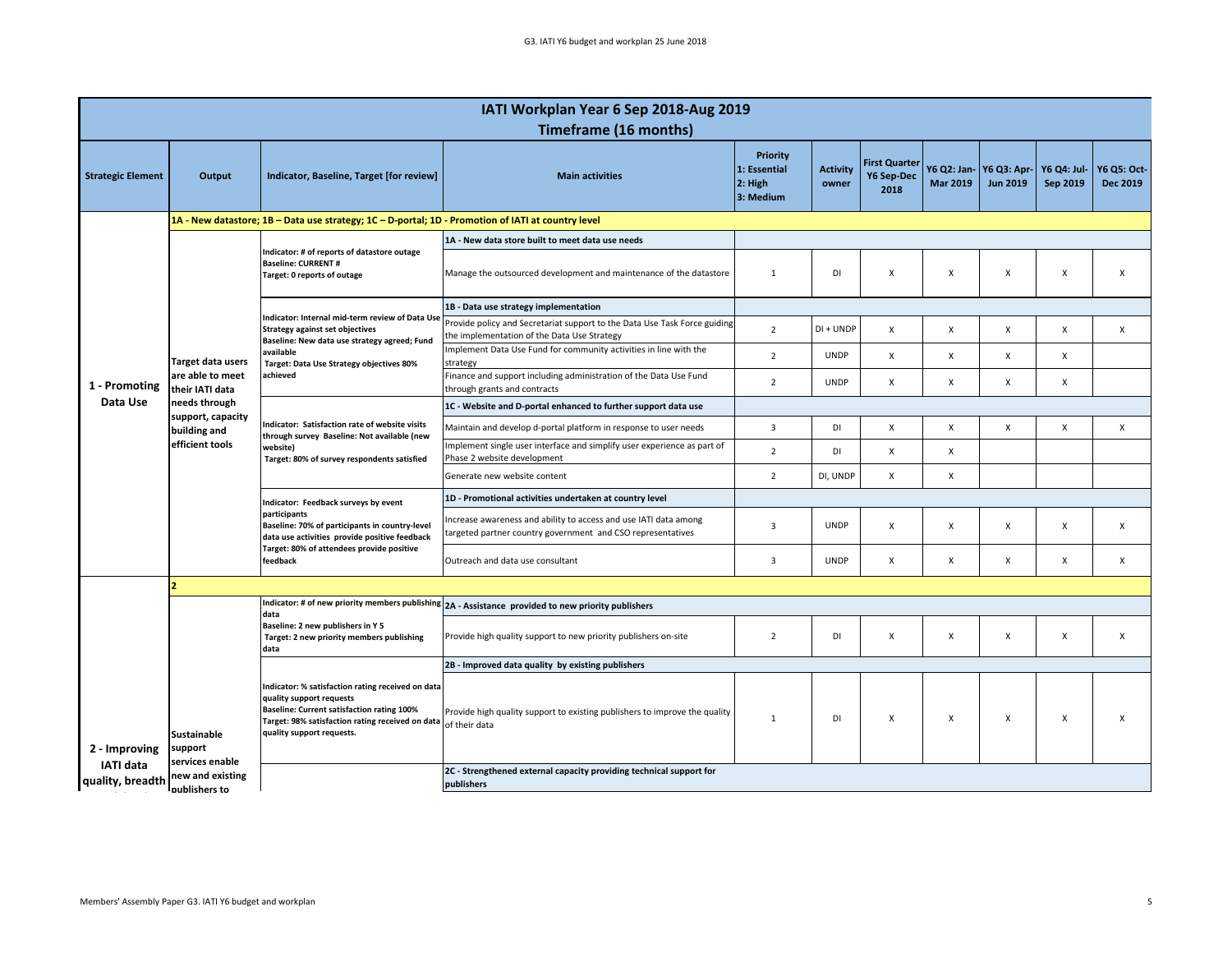| Strategic Element | Output | Indicator, Baseline, Target [for review] | Main activities | Priority 1: Essential 2: High 3: Medium | Activity owner | First Quarter Y6 Sep-Dec 2018 | Y6 Q2: Jan-Mar 2019 | Y6 Q3: Apr-Jun 2019 | Y6 Q4: Jul-Sep 2019 | Y6 Q5: Oct-Dec 2019 |
|---|---|---|---|---|---|---|---|---|---|---|
| | **IATI Workplan Year 6 Sep 2018-Aug 2019 Timeframe (16 months)** | | | | | | | | | |
| 1 - Promoting Data Use | 1A - New datastore; 1B – Data use strategy; 1C – D-portal; 1D - Promotion of IATI at country level | | | | | | | | | |
| | Target data users are able to meet their IATI data needs through support, capacity building and efficient tools | Indicator: # of reports of datastore outage Baseline: CURRENT # Target: 0 reports of outage | **1A - New data store built to meet data use needs** | | | | | | | |
| | | | Manage the outsourced development and maintenance of the datastore | 1 | DI | X | X | X | X | X |
| | | Indicator: Internal mid-term review of Data Use Strategy against set objectives Baseline: New data use strategy agreed; Fund available Target: Data Use Strategy objectives 80% achieved | **1B - Data use strategy implementation** | | | | | | | |
| | | | Provide policy and Secretariat support to the Data Use Task Force guiding the implementation of the Data Use Strategy | 2 | DI + UNDP | X | X | X | X | X |
| | | | Implement Data Use Fund for community activities in line with the strategy | 2 | UNDP | X | X | X | X | |
| | | | Finance and support including administration of the Data Use Fund through grants and contracts | 2 | UNDP | X | X | X | X | |
| | | Indicator: Satisfaction rate of website visits through survey Baseline: Not available (new website) Target: 80% of survey respondents satisfied | **1C - Website and D-portal enhanced to further support data use** | | | | | | | |
| | | | Maintain and develop d-portal platform in response to user needs | 3 | DI | X | X | X | X | X |
| | | | Implement single user interface and simplify user experience as part of Phase 2 website development | 2 | DI | X | X | | | |
| | | | Generate new website content | 2 | DI, UNDP | X | X | | | |
| | | Indicator: Feedback surveys by event participants Baseline: 70% of participants in country-level data use activities provide positive feedback Target: 80% of attendees provide positive feedback | **1D - Promotional activities undertaken at country level** | | | | | | | |
| | | | Increase awareness and ability to access and use IATI data among targeted partner country government and CSO representatives | 3 | UNDP | X | X | X | X | X |
| | | | Outreach and data use consultant | 3 | UNDP | X | X | X | X | X |
| 2 - Improving IATI data quality, breadth | 2 | | | | | | | | | |
| | Sustainable support services enable new and existing publishers to | Indicator: # of new priority members publishing data Baseline: 2 new publishers in Y 5 Target: 2 new priority members publishing data | **2A - Assistance provided to new priority publishers** | | | | | | | |
| | | | Provide high quality support to new priority publishers on-site | 2 | DI | X | X | X | X | X |
| | | Indicator: % satisfaction rating received on data quality support requests Baseline: Current satisfaction rating 100% Target: 98% satisfaction rating received on data quality support requests. | **2B - Improved data quality by existing publishers** | | | | | | | |
| | | | Provide high quality support to existing publishers to improve the quality of their data | 1 | DI | X | X | X | X | X |
| | | | **2C - Strengthened external capacity providing technical support for publishers** | | | | | | | |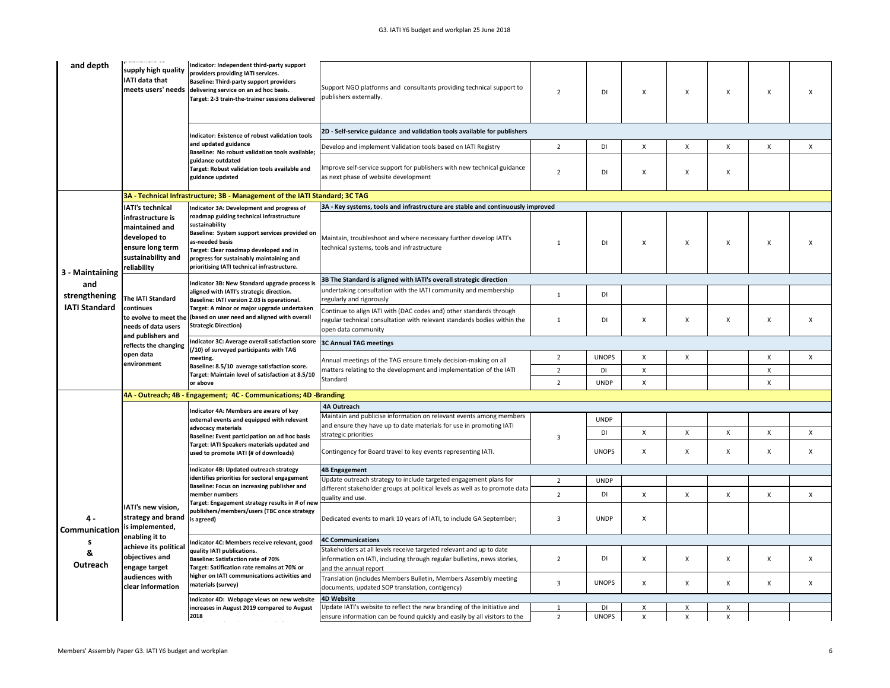| | | | | | | | | | | |
|---|---|---|---|---|---|---|---|---|---|---|
| **and depth** | **publishers to supply high quality IATI data that meets users' needs** | **Indicator: Independent third-party support providers providing IATI services. Baseline: Third-party support providers delivering service on an ad hoc basis. Target: 2-3 train-the-trainer sessions delivered** | Support NGO platforms and consultants providing technical support to publishers externally. | 2 | DI | X | X | X | X | X |
| | | **Indicator: Existence of robust validation tools and updated guidance Baseline: No robust validation tools available; guidance outdated Target: Robust validation tools available and guidance updated** | **2D - Self-service guidance and validation tools available for publishers** | | | | | | | |
| | | | Develop and implement Validation tools based on IATI Registry | 2 | DI | X | X | X | X | X |
| | | | Improve self-service support for publishers with new technical guidance as next phase of website development | 2 | DI | X | X | X | | |
| | **3A - Technical Infrastructure; 3B - Management of the IATI Standard; 3C TAG** | | | | | | | | | |
| **3 - Maintaining and strengthening IATI Standard** | **IATI's technical infrastructure is maintained and developed to ensure long term sustainability and reliability** | **Indicator 3A: Development and progress of roadmap guiding technical infrastructure sustainability Baseline: System support services provided on as-needed basis Target: Clear roadmap developed and in progress for sustainably maintaining and prioritising IATI technical infrastructure.** | **3A - Key systems, tools and infrastructure are stable and continuously improved** | | | | | | | |
| | | | Maintain, troubleshoot and where necessary further develop IATI's technical systems, tools and infrastructure | 1 | DI | X | X | X | X | X |
| | **The IATI Standard continues to evolve to meet the needs of data users and publishers and reflects the changing open data environment** | **Indicator 3B: New Standard upgrade process is aligned with IATI's strategic direction. Baseline: IATI version 2.03 is operational. Target: A minor or major upgrade undertaken (based on user need and aligned with overall Strategic Direction)** | **3B The Standard is aligned with IATI's overall strategic direction** | | | | | | | |
| | | | undertaking consultation with the IATI community and membership regularly and rigorously | 1 | DI | | | | | |
| | | | Continue to align IATI with (DAC codes and) other standards through regular technical consultation with relevant standards bodies within the open data community | 1 | DI | X | X | X | X | X |
| | | **Indicator 3C: Average overall satisfaction score (/10) of surveyed participants with TAG meeting. Baseline: 8.5/10 average satisfaction score. Target: Maintain level of satisfaction at 8.5/10 or above** | **3C Annual TAG meetings** | | | | | | | |
| | | | Annual meetings of the TAG ensure timely decision-making on all matters relating to the development and implementation of the IATI Standard | 2 | UNOPS | X | X | | X | X |
| | | | | 2 | DI | X | | | X | |
| | | | | 2 | UNDP | X | | | X | |
| | **4A - Outreach; 4B - Engagement; 4C - Communications; 4D -Branding** | | | | | | | | | |
| **4 - Communications & Outreach** | **IATI's new vision, strategy and brand is implemented, enabling it to achieve its political objectives and engage target audiences with clear information** | **Indicator 4A: Members are aware of key external events and equipped with relevant advocacy materials Baseline: Event participation on ad hoc basis Target: IATI Speakers materials updated and used to promote IATI (# of downloads)** | **4A Outreach** | | | | | | | |
| | | | Maintain and publicise information on relevant events among members and ensure they have up to date materials for use in promoting IATI strategic priorities | 3 | UNDP | | | | | |
| | | | | | DI | X | X | X | X | X |
| | | | Contingency for Board travel to key events representing IATI. | | UNOPS | X | X | X | X | X |
| | | **Indicator 4B: Updated outreach strategy identifies priorities for sectoral engagement Baseline: Focus on increasing publisher and member numbers Target: Engagement strategy results in # of new publishers/members/users (TBC once strategy is agreed)** | **4B Engagement** | | | | | | | |
| | | | Update outreach strategy to include targeted engagement plans for different stakeholder groups at political levels as well as to promote data quality and use. | 2 | UNDP | | | | | |
| | | | | 2 | DI | X | X | X | X | X |
| | | | Dedicated events to mark 10 years of IATI, to include GA September; | 3 | UNDP | X | | | | |
| | | **Indicator 4C: Members receive relevant, good quality IATI publications. Baseline: Satisfaction rate of 70% Target: Satification rate remains at 70% or higher on IATI communications activities and materials (survey)** | **4C Communications** | | | | | | | |
| | | | Stakeholders at all levels receive targeted relevant and up to date information on IATI, including through regular bulletins, news stories, and the annual report | 2 | DI | X | X | X | X | X |
| | | | Translation (includes Members Bulletin, Members Assembly meeting documents, updated SOP translation, contigency) | 3 | UNOPS | X | X | X | X | X |
| | | **Indicator 4D: Webpage views on new website increases in August 2019 compared to August 2018** | **4D Website** | | | | | | | |
| | | | Update IATI's website to reflect the new branding of the initiative and ensure information can be found quickly and easily by all visitors to the | 1 | DI | X | X | X | | |
| | | | | 2 | UNOPS | X | X | X | | |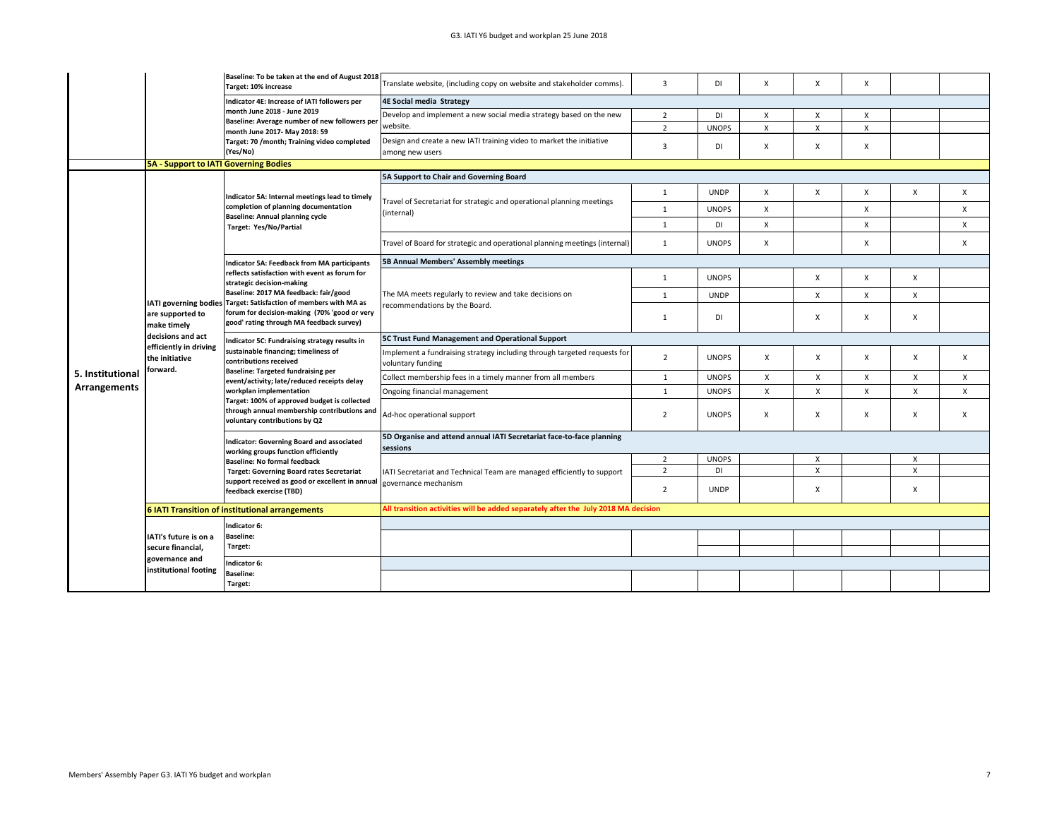| | | | | | | | | | | |
|---|---|---|---|---|---|---|---|---|---|---|
| | | **Baseline: To be taken at the end of August 2018 Target: 10% increase** | Translate website, (including copy on website and stakeholder comms). | 3 | DI | X | X | X | | |
| | | **Indicator 4E: Increase of IATI followers per month June 2018 - June 2019 Baseline: Average number of new followers per month June 2017- May 2018: 59 Target: 70 /month; Training video completed (Yes/No)** | **4E Social media Strategy** | | | | | | | |
| | | | Develop and implement a new social media strategy based on the new website. | 2 | DI | X | X | X | | |
| | | | | 2 | UNOPS | X | X | X | | |
| | | | Design and create a new IATI training video to market the initiative among new users | 3 | DI | X | X | X | | |
| | **5A - Support to IATI Governing Bodies** | | | | | | | | | |
| **5. Institutional Arrangements** | **IATI governing bodies are supported to make timely decisions and act efficiently in driving the initiative forward.** | **Indicator 5A: Internal meetings lead to timely completion of planning documentation Baseline: Annual planning cycle Target: Yes/No/Partial** | **5A Support to Chair and Governing Board** | | | | | | | |
| | | | Travel of Secretariat for strategic and operational planning meetings (internal) | 1 | UNDP | X | X | X | X | X |
| | | | | 1 | UNOPS | X | | X | | X |
| | | | | 1 | DI | X | | X | | X |
| | | | Travel of Board for strategic and operational planning meetings (internal) | 1 | UNOPS | X | | X | | X |
| | | **Indicator 5A: Feedback from MA participants reflects satisfaction with event as forum for strategic decision-making Baseline: 2017 MA feedback: fair/good Target: Satisfaction of members with MA as forum for decision-making (70% 'good or very good' rating through MA feedback survey)** | **5B Annual Members' Assembly meetings** | | | | | | | |
| | | | The MA meets regularly to review and take decisions on recommendations by the Board. | 1 | UNOPS | | X | X | X | |
| | | | | 1 | UNDP | | X | X | X | |
| | | | | 1 | DI | | X | X | X | |
| | | **Indicator 5C: Fundraising strategy results in sustainable financing; timeliness of contributions received Baseline: Targeted fundraising per event/activity; late/reduced receipts delay workplan implementation Target: 100% of approved budget is collected through annual membership contributions and voluntary contributions by Q2** | **5C Trust Fund Management and Operational Support** | | | | | | | |
| | | | Implement a fundraising strategy including through targeted requests for voluntary funding | 2 | UNOPS | X | X | X | X | X |
| | | | Collect membership fees in a timely manner from all members | 1 | UNOPS | X | X | X | X | X |
| | | | Ongoing financial management | 1 | UNOPS | X | X | X | X | X |
| | | | Ad-hoc operational support | 2 | UNOPS | X | X | X | X | X |
| | | **Indicator: Governing Board and associated working groups function efficiently Baseline: No formal feedback Target: Governing Board rates Secretariat support received as good or excellent in annual feedback exercise (TBD)** | **5D Organise and attend annual IATI Secretariat face-to-face planning sessions** | | | | | | | |
| | | | IATI Secretariat and Technical Team are managed efficiently to support governance mechanism | 2 | UNOPS | | X | | X | |
| | | | | 2 | DI | | X | | X | |
| | | | | 2 | UNDP | | X | | X | |
| | **6 IATI Transition of institutional arrangements** | | **All transition activities will be added separately after the July 2018 MA decision** | | | | | | | |
| | **IATI's future is on a secure financial, governance and institutional footing** | **Indicator 6: Baseline: Target:** | | | | | | | | |
| | | | | | | | | | | |
| | | | | | | | | | | |
| | | **Indicator 6: Baseline: Target:** | | | | | | | | |
| | | | | | | | | | | |

Members' Assembly Paper G3. IATI Y6 budget and workplan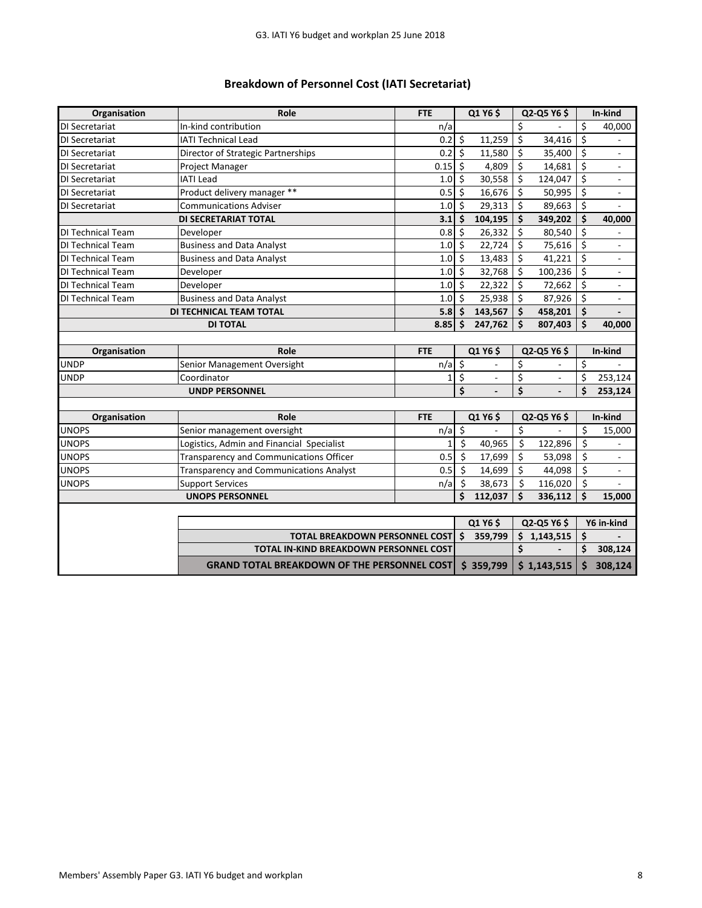## Breakdown of Personnel Cost (IATI Secretariat)

| Organisation | Role | FTE | Q1 Y6 $ | Q2-Q5 Y6 $ | In-kind |
|---|---|---|---|---|---|
| DI Secretariat | In-kind contribution | n/a | | $ - | $ 40,000 |
| DI Secretariat | IATI Technical Lead | 0.2 | $ 11,259 | $ 34,416 | $ - |
| DI Secretariat | Director of Strategic Partnerships | 0.2 | $ 11,580 | $ 35,400 | $ - |
| DI Secretariat | Project Manager | 0.15 | $ 4,809 | $ 14,681 | $ - |
| DI Secretariat | IATI Lead | 1.0 | $ 30,558 | $ 124,047 | $ - |
| DI Secretariat | Product delivery manager ** | 0.5 | $ 16,676 | $ 50,995 | $ - |
| DI Secretariat | Communications Adviser | 1.0 | $ 29,313 | $ 89,663 | $ - |
| | **DI SECRETARIAT TOTAL** | **3.1** | **$ 104,195** | **$ 349,202** | **$ 40,000** |
| DI Technical Team | Developer | 0.8 | $ 26,332 | $ 80,540 | $ - |
| DI Technical Team | Business and Data Analyst | 1.0 | $ 22,724 | $ 75,616 | $ - |
| DI Technical Team | Business and Data Analyst | 1.0 | $ 13,483 | $ 41,221 | $ - |
| DI Technical Team | Developer | 1.0 | $ 32,768 | $ 100,236 | $ - |
| DI Technical Team | Developer | 1.0 | $ 22,322 | $ 72,662 | $ - |
| DI Technical Team | Business and Data Analyst | 1.0 | $ 25,938 | $ 87,926 | $ - |
| **DI TECHNICAL TEAM TOTAL** | | **5.8** | **$ 143,567** | **$ 458,201** | **$ -** |
| **DI TOTAL** | | **8.85** | **$ 247,762** | **$ 807,403** | **$ 40,000** |

| Organisation | Role | FTE | Q1 Y6 $ | Q2-Q5 Y6 $ | In-kind |
|---|---|---|---|---|---|
| UNDP | Senior Management Oversight | n/a | $ - | $ - | $ - |
| UNDP | Coordinator | 1 | $ - | $ - | $ 253,124 |
| | **UNDP PERSONNEL** | | **$ -** | **$ -** | **$ 253,124** |

| Organisation | Role | FTE | Q1 Y6 $ | Q2-Q5 Y6 $ | In-kind |
|---|---|---|---|---|---|
| UNOPS | Senior management oversight | n/a | $ - | $ - | $ 15,000 |
| UNOPS | Logistics, Admin and Financial Specialist | 1 | $ 40,965 | $ 122,896 | $ - |
| UNOPS | Transparency and Communications Officer | 0.5 | $ 17,699 | $ 53,098 | $ - |
| UNOPS | Transparency and Communications Analyst | 0.5 | $ 14,699 | $ 44,098 | $ - |
| UNOPS | Support Services | n/a | $ 38,673 | $ 116,020 | $ - |
| | **UNOPS PERSONNEL** | | **$ 112,037** | **$ 336,112** | **$ 15,000** |

| | Q1 Y6 $ | Q2-Q5 Y6 $ | Y6 in-kind |
|---|---|---|---|
| **TOTAL BREAKDOWN PERSONNEL COST** | **$ 359,799** | **$ 1,143,515** | **$ -** |
| **TOTAL IN-KIND BREAKDOWN PERSONNEL COST** | | **$ -** | **$ 308,124** |
| **GRAND TOTAL BREAKDOWN OF THE PERSONNEL COST** | **$ 359,799** | **$ 1,143,515** | **$ 308,124** |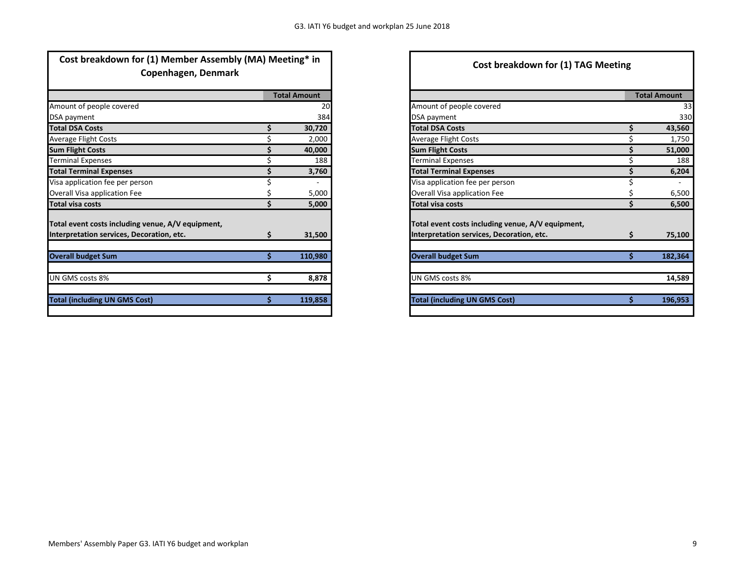## Cost breakdown for (1) Member Assembly (MA) Meeting* in Copenhagen, Denmark

| | Total Amount |
|---|---|
| Amount of people covered | 20 |
| DSA payment | 384 |
| **Total DSA Costs** | **$ 30,720** |
| Average Flight Costs | $ 2,000 |
| **Sum Flight Costs** | **$ 40,000** |
| Terminal Expenses | $ 188 |
| **Total Terminal Expenses** | **$ 3,760** |
| Visa application fee per person | $ - |
| Overall Visa application Fee | $ 5,000 |
| **Total visa costs** | **$ 5,000** |
| **Total event costs including venue, A/V equipment, Interpretation services, Decoration, etc.** | **$ 31,500** |
| **Overall budget Sum** | **$ 110,980** |
| UN GMS costs 8% | **$ 8,878** |
| **Total (including UN GMS Cost)** | **$ 119,858** |

## Cost breakdown for (1) TAG Meeting

| | Total Amount |
|---|---|
| Amount of people covered | 33 |
| DSA payment | 330 |
| **Total DSA Costs** | **$ 43,560** |
| Average Flight Costs | $ 1,750 |
| **Sum Flight Costs** | **$ 51,000** |
| Terminal Expenses | $ 188 |
| **Total Terminal Expenses** | **$ 6,204** |
| Visa application fee per person | $ - |
| Overall Visa application Fee | $ 6,500 |
| **Total visa costs** | **$ 6,500** |
| **Total event costs including venue, A/V equipment, Interpretation services, Decoration, etc.** | **$ 75,100** |
| **Overall budget Sum** | **$ 182,364** |
| UN GMS costs 8% | **14,589** |
| **Total (including UN GMS Cost)** | **$ 196,953** |